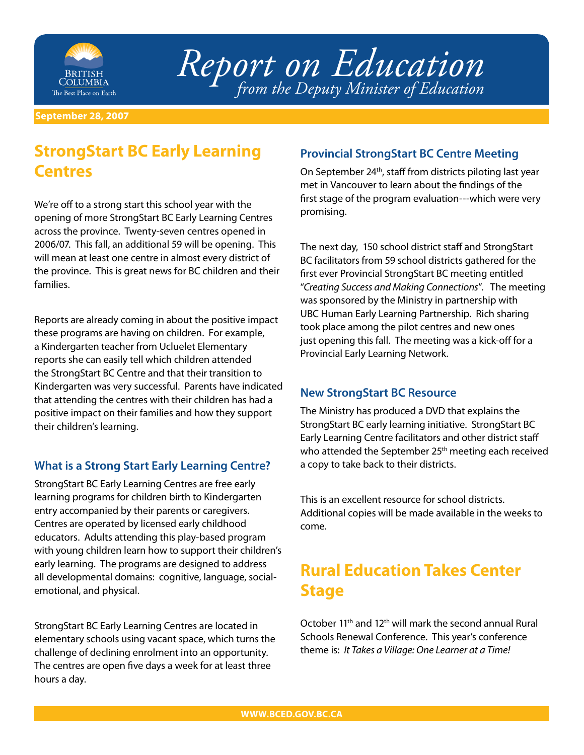# Report on Education

*from the Deputy Minister of Education*

**September 28, 2007**

## StrongStart BC Early Learning Centres

We're off to a strong start this school year with the opening of more StrongStart BC Early Learning Centres across the province. Twenty-seven centres opened in 2006/07. This fall, an additional 59 will be opening. This will mean at least one centre in almost every district of the province. This is great news for BC children and their families.

Reports are already coming in about the positive impact these programs are having on children. For example, a Kindergarten teacher from Ucluelet Elementary reports she can easily tell which children attended the StrongStart BC Centre and that their transition to Kindergarten was very successful. Parents have indicated that attending the centres with their children has had a positive impact on their families and how they support their children's learning.

### What is a Strong Start Early Learning Centre?

StrongStart BC Early Learning Centres are free early learning programs for children birth to Kindergarten entry accompanied by their parents or caregivers. Centres are operated by licensed early childhood educators. Adults attending this play-based program with young children learn how to support their children's early learning. The programs are designed to address all developmental domains: cognitive, language, social-emotional, and physical.

StrongStart BC Early Learning Centres are located in elementary schools using vacant space, which turns the challenge of declining enrolment into an opportunity. The centres are open five days a week for at least three hours a day.

### Provincial StrongStart BC Centre Meeting

On September 24th, staff from districts piloting last year met in Vancouver to learn about the findings of the first stage of the program evaluation---which were very promising.

The next day, 150 school district staff and StrongStart BC facilitators from 59 school districts gathered for the first ever Provincial StrongStart BC meeting entitled "*Creating Success and Making Connections*". The meeting was sponsored by the Ministry in partnership with UBC Human Early Learning Partnership. Rich sharing took place among the pilot centres and new ones just opening this fall. The meeting was a kick-off for a Provincial Early Learning Network.

### New StrongStart BC Resource

The Ministry has produced a DVD that explains the StrongStart BC early learning initiative. StrongStart BC Early Learning Centre facilitators and other district staff who attended the September 25th meeting each received a copy to take back to their districts.

This is an excellent resource for school districts. Additional copies will be made available in the weeks to come.

## Rural Education Takes Center Stage

October 11th and 12th will mark the second annual Rural Schools Renewal Conference. This year's conference theme is: *It Takes a Village: One Learner at a Time!*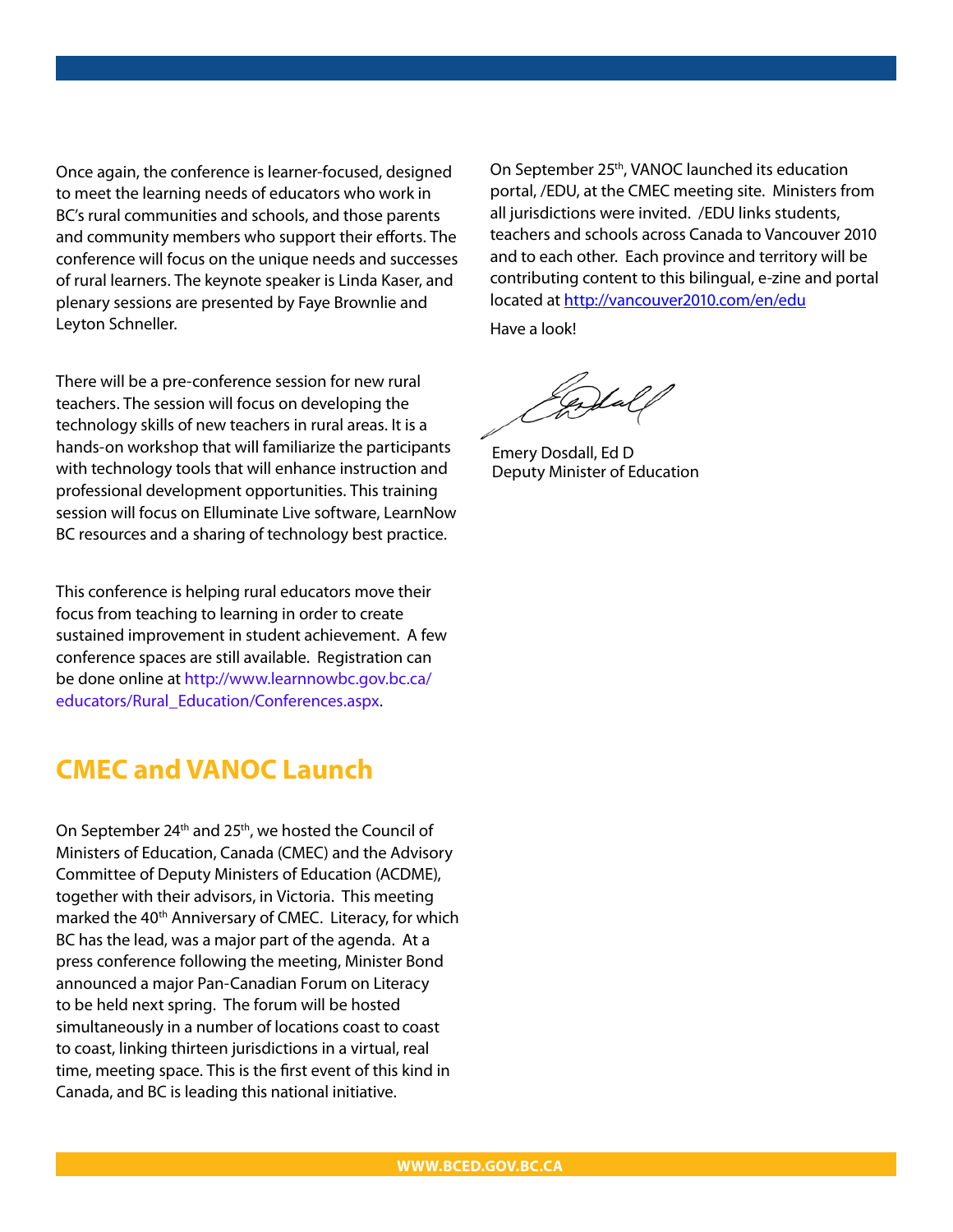Once again, the conference is learner-focused, designed to meet the learning needs of educators who work in BC's rural communities and schools, and those parents and community members who support their efforts. The conference will focus on the unique needs and successes of rural learners. The keynote speaker is Linda Kaser, and plenary sessions are presented by Faye Brownlie and Leyton Schneller.

There will be a pre-conference session for new rural teachers. The session will focus on developing the technology skills of new teachers in rural areas. It is a hands-on workshop that will familiarize the participants with technology tools that will enhance instruction and professional development opportunities. This training session will focus on Elluminate Live software, LearnNow BC resources and a sharing of technology best practice.

This conference is helping rural educators move their focus from teaching to learning in order to create sustained improvement in student achievement. A few conference spaces are still available. Registration can be done online at http://www.learnnowbc.gov.bc.ca/educators/Rural_Education/Conferences.aspx.

## CMEC and VANOC Launch

On September 24th and 25th, we hosted the Council of Ministers of Education, Canada (CMEC) and the Advisory Committee of Deputy Ministers of Education (ACDME), together with their advisors, in Victoria. This meeting marked the 40th Anniversary of CMEC. Literacy, for which BC has the lead, was a major part of the agenda. At a press conference following the meeting, Minister Bond announced a major Pan-Canadian Forum on Literacy to be held next spring. The forum will be hosted simultaneously in a number of locations coast to coast to coast, linking thirteen jurisdictions in a virtual, real time, meeting space. This is the first event of this kind in Canada, and BC is leading this national initiative.

On September 25th, VANOC launched its education portal, /EDU, at the CMEC meeting site. Ministers from all jurisdictions were invited. /EDU links students, teachers and schools across Canada to Vancouver 2010 and to each other. Each province and territory will be contributing content to this bilingual, e-zine and portal located at http://vancouver2010.com/en/edu

Have a look!

Emery Dosdall, Ed D
Deputy Minister of Education